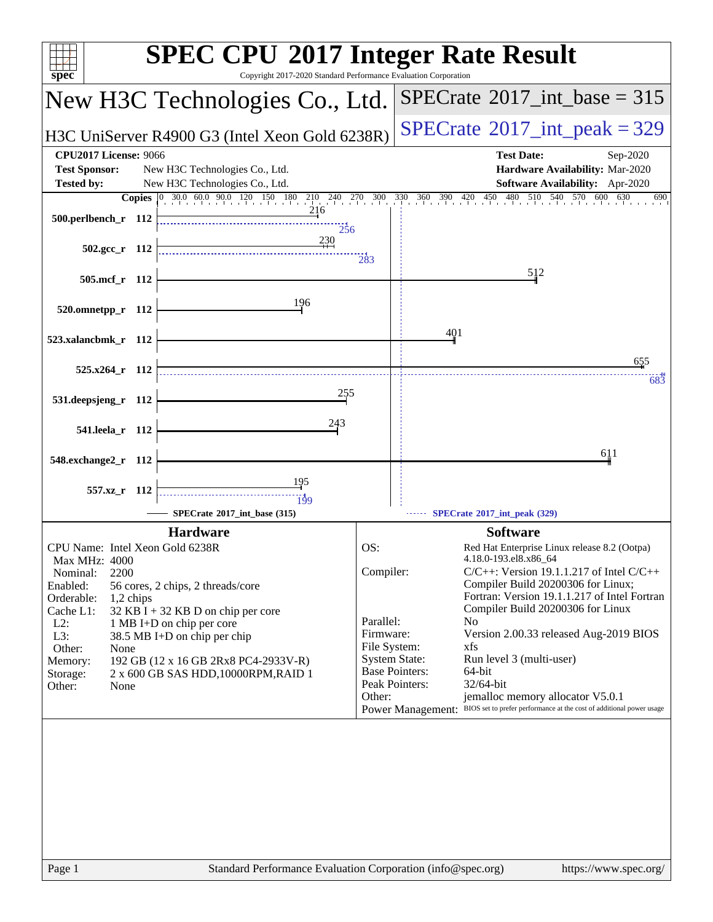# SPEC CPU 2017 Integer Rate Result

Copyright 2017-2020 Standard Performance Evaluation Corporation

## New H3C Technologies Co., Ltd.

H3C UniServer R4900 G3 (Intel Xeon Gold 6238R)

**SPECrate 2017_int_base = 315**

**SPECrate 2017_int_peak = 329**

| | | | |
|---|---|---|---|
| **CPU2017 License:** | 9066 | **Test Date:** | Sep-2020 |
| **Test Sponsor:** | New H3C Technologies Co., Ltd. | **Hardware Availability:** | Mar-2020 |
| **Tested by:** | New H3C Technologies Co., Ltd. | **Software Availability:** | Apr-2020 |

| Benchmark | Copies | Base | Peak |
|---|---|---|---|
| 500.perlbench_r | 112 | 216 | 256 |
| 502.gcc_r | 112 | 230 | 283 |
| 505.mcf_r | 112 | 512 | |
| 520.omnetpp_r | 112 | 196 | |
| 523.xalancbmk_r | 112 | 401 | |
| 525.x264_r | 112 | 655 | 683 |
| 531.deepsjeng_r | 112 | 255 | |
| 541.leela_r | 112 | 243 | |
| 548.exchange2_r | 112 | 611 | |
| 557.xz_r | 112 | 195 | 199 |

SPECrate 2017_int_base (315) — SPECrate 2017_int_peak (329)

## Hardware

| | |
|---|---|
| CPU Name: | Intel Xeon Gold 6238R |
| Max MHz: | 4000 |
| Nominal: | 2200 |
| Enabled: | 56 cores, 2 chips, 2 threads/core |
| Orderable: | 1,2 chips |
| Cache L1: | 32 KB I + 32 KB D on chip per core |
| L2: | 1 MB I+D on chip per core |
| L3: | 38.5 MB I+D on chip per chip |
| Other: | None |
| Memory: | 192 GB (12 x 16 GB 2Rx8 PC4-2933V-R) |
| Storage: | 2 x 600 GB SAS HDD,10000RPM,RAID 1 |
| Other: | None |

## Software

| | |
|---|---|
| OS: | Red Hat Enterprise Linux release 8.2 (Ootpa) 4.18.0-193.el8.x86_64 |
| Compiler: | C/C++: Version 19.1.1.217 of Intel C/C++ Compiler Build 20200306 for Linux; Fortran: Version 19.1.1.217 of Intel Fortran Compiler Build 20200306 for Linux |
| Parallel: | No |
| Firmware: | Version 2.00.33 released Aug-2019 BIOS |
| File System: | xfs |
| System State: | Run level 3 (multi-user) |
| Base Pointers: | 64-bit |
| Peak Pointers: | 32/64-bit |
| Other: | jemalloc memory allocator V5.0.1 |
| Power Management: | BIOS set to prefer performance at the cost of additional power usage |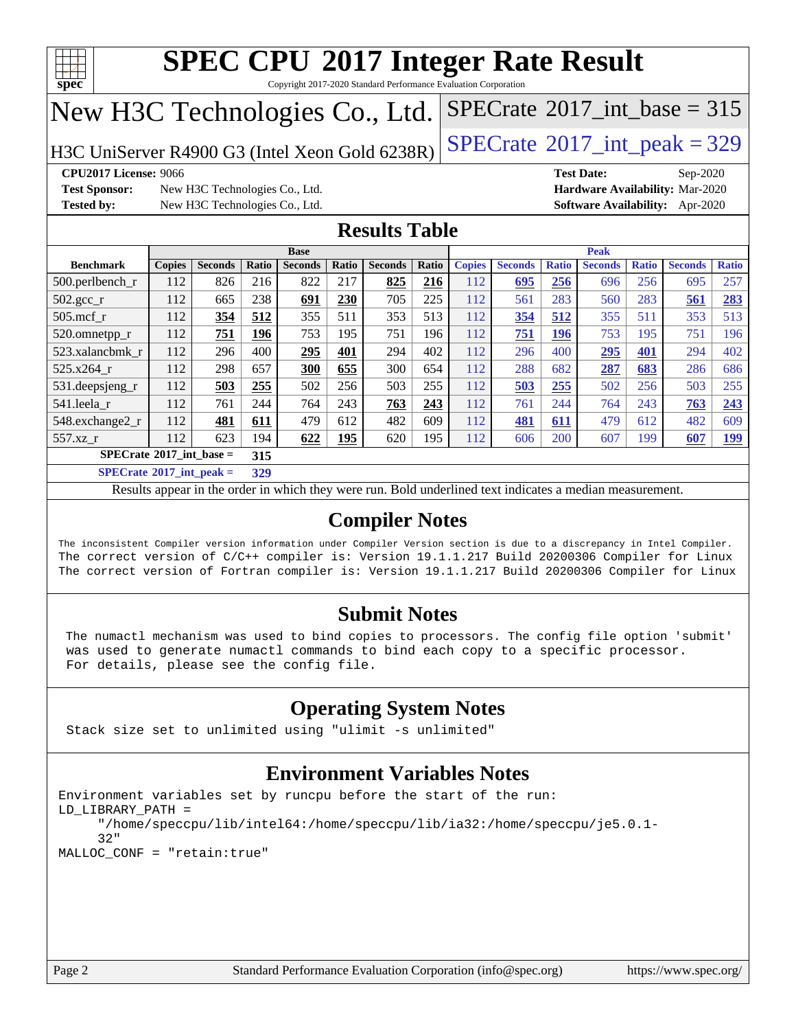# SPEC CPU 2017 Integer Rate Result

Copyright 2017-2020 Standard Performance Evaluation Corporation

## New H3C Technologies Co., Ltd.

H3C UniServer R4900 G3 (Intel Xeon Gold 6238R)

SPECrate 2017_int_base = 315

SPECrate 2017_int_peak = 329

**CPU2017 License:** 9066
**Test Sponsor:** New H3C Technologies Co., Ltd.
**Tested by:** New H3C Technologies Co., Ltd.

**Test Date:** Sep-2020
**Hardware Availability:** Mar-2020
**Software Availability:** Apr-2020

## Results Table

| | Base | | | | | | | Peak | | | | | | |
|---|---|---|---|---|---|---|---|---|---|---|---|---|---|---|
| **Benchmark** | **Copies** | **Seconds** | **Ratio** | **Seconds** | **Ratio** | **Seconds** | **Ratio** | **Copies** | **Seconds** | **Ratio** | **Seconds** | **Ratio** | **Seconds** | **Ratio** |
| 500.perlbench_r | 112 | 826 | 216 | 822 | 217 | **825** | **216** | 112 | **695** | **256** | 696 | 256 | 695 | 257 |
| 502.gcc_r | 112 | 665 | 238 | **691** | **230** | 705 | 225 | 112 | 561 | 283 | 560 | 283 | **561** | **283** |
| 505.mcf_r | 112 | **354** | **512** | 355 | 511 | 353 | 513 | 112 | **354** | **512** | 355 | 511 | 353 | 513 |
| 520.omnetpp_r | 112 | **751** | **196** | 753 | 195 | 751 | 196 | 112 | **751** | **196** | 753 | 195 | 751 | 196 |
| 523.xalancbmk_r | 112 | 296 | 400 | **295** | **401** | 294 | 402 | 112 | 296 | 400 | **295** | **401** | 294 | 402 |
| 525.x264_r | 112 | 298 | 657 | **300** | **655** | 300 | 654 | 112 | 288 | 682 | **287** | **683** | 286 | 686 |
| 531.deepsjeng_r | 112 | **503** | **255** | 502 | 256 | 503 | 255 | 112 | **503** | **255** | 502 | 256 | 503 | 255 |
| 541.leela_r | 112 | 761 | 244 | 764 | 243 | **763** | **243** | 112 | 761 | 244 | 764 | 243 | **763** | **243** |
| 548.exchange2_r | 112 | **481** | **611** | 479 | 612 | 482 | 609 | 112 | **481** | **611** | 479 | 612 | 482 | 609 |
| 557.xz_r | 112 | 623 | 194 | **622** | **195** | 620 | 195 | 112 | 606 | 200 | 607 | 199 | **607** | **199** |

**SPECrate 2017_int_base = 315**

**SPECrate 2017_int_peak = 329**

Results appear in the order in which they were run. Bold underlined text indicates a median measurement.

## Compiler Notes

```
The inconsistent Compiler version information under Compiler Version section is due to a discrepancy in Intel Compiler.
The correct version of C/C++ compiler is: Version 19.1.1.217 Build 20200306 Compiler for Linux
The correct version of Fortran compiler is: Version 19.1.1.217 Build 20200306 Compiler for Linux
```

## Submit Notes

```
The numactl mechanism was used to bind copies to processors. The config file option 'submit'
was used to generate numactl commands to bind each copy to a specific processor.
For details, please see the config file.
```

## Operating System Notes

```
Stack size set to unlimited using "ulimit -s unlimited"
```

## Environment Variables Notes

```
Environment variables set by runcpu before the start of the run:
LD_LIBRARY_PATH =
     "/home/speccpu/lib/intel64:/home/speccpu/lib/ia32:/home/speccpu/je5.0.1-
     32"
MALLOC_CONF = "retain:true"
```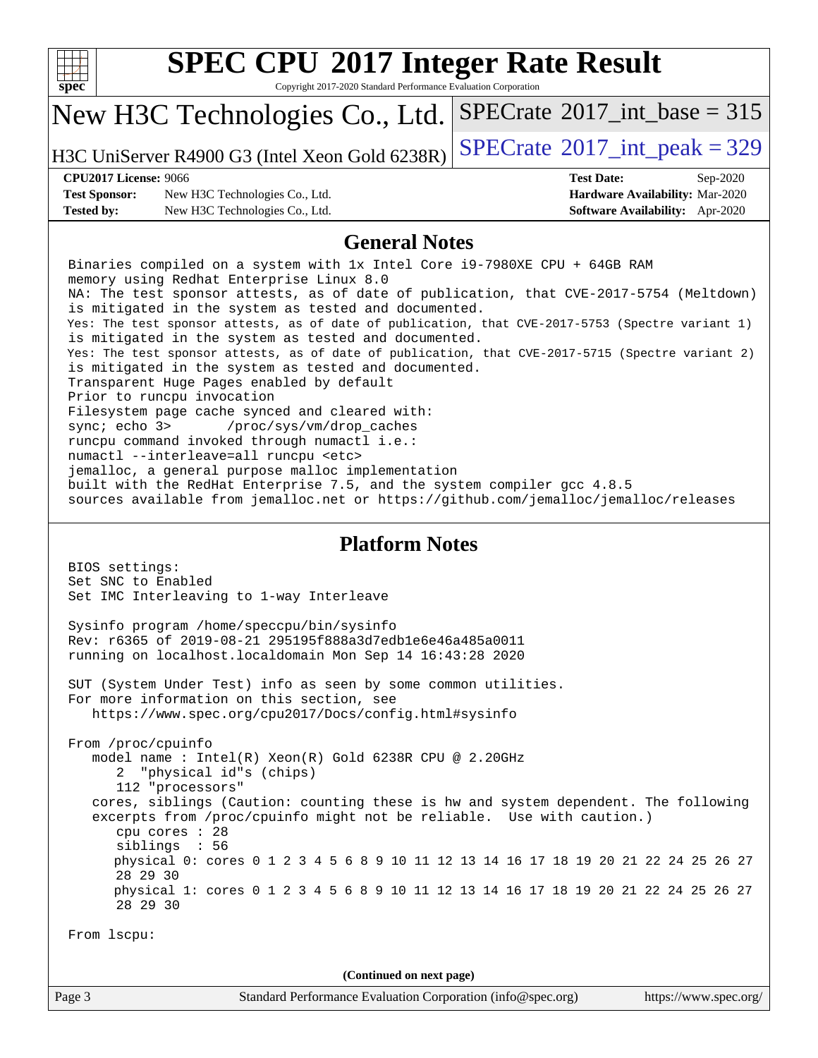# SPEC CPU 2017 Integer Rate Result

Copyright 2017-2020 Standard Performance Evaluation Corporation

## New H3C Technologies Co., Ltd.

H3C UniServer R4900 G3 (Intel Xeon Gold 6238R)

SPECrate 2017_int_base = 315

SPECrate 2017_int_peak = 329

**CPU2017 License:** 9066
**Test Sponsor:** New H3C Technologies Co., Ltd.
**Tested by:** New H3C Technologies Co., Ltd.
**Test Date:** Sep-2020
**Hardware Availability:** Mar-2020
**Software Availability:** Apr-2020

## General Notes

```
Binaries compiled on a system with 1x Intel Core i9-7980XE CPU + 64GB RAM
memory using Redhat Enterprise Linux 8.0
NA: The test sponsor attests, as of date of publication, that CVE-2017-5754 (Meltdown)
is mitigated in the system as tested and documented.
Yes: The test sponsor attests, as of date of publication, that CVE-2017-5753 (Spectre variant 1)
is mitigated in the system as tested and documented.
Yes: The test sponsor attests, as of date of publication, that CVE-2017-5715 (Spectre variant 2)
is mitigated in the system as tested and documented.
Transparent Huge Pages enabled by default
Prior to runcpu invocation
Filesystem page cache synced and cleared with:
sync; echo 3>       /proc/sys/vm/drop_caches
runcpu command invoked through numactl i.e.:
numactl --interleave=all runcpu <etc>
jemalloc, a general purpose malloc implementation
built with the RedHat Enterprise 7.5, and the system compiler gcc 4.8.5
sources available from jemalloc.net or https://github.com/jemalloc/jemalloc/releases
```

## Platform Notes

```
BIOS settings:
Set SNC to Enabled
Set IMC Interleaving to 1-way Interleave

Sysinfo program /home/speccpu/bin/sysinfo
Rev: r6365 of 2019-08-21 295195f888a3d7edb1e6e46a485a0011
running on localhost.localdomain Mon Sep 14 16:43:28 2020

SUT (System Under Test) info as seen by some common utilities.
For more information on this section, see
   https://www.spec.org/cpu2017/Docs/config.html#sysinfo

From /proc/cpuinfo
   model name : Intel(R) Xeon(R) Gold 6238R CPU @ 2.20GHz
      2  "physical id"s (chips)
      112 "processors"
   cores, siblings (Caution: counting these is hw and system dependent. The following
   excerpts from /proc/cpuinfo might not be reliable.  Use with caution.)
      cpu cores : 28
      siblings  : 56
      physical 0: cores 0 1 2 3 4 5 6 8 9 10 11 12 13 14 16 17 18 19 20 21 22 24 25 26 27
      28 29 30
      physical 1: cores 0 1 2 3 4 5 6 8 9 10 11 12 13 14 16 17 18 19 20 21 22 24 25 26 27
      28 29 30

From lscpu:
```

(Continued on next page)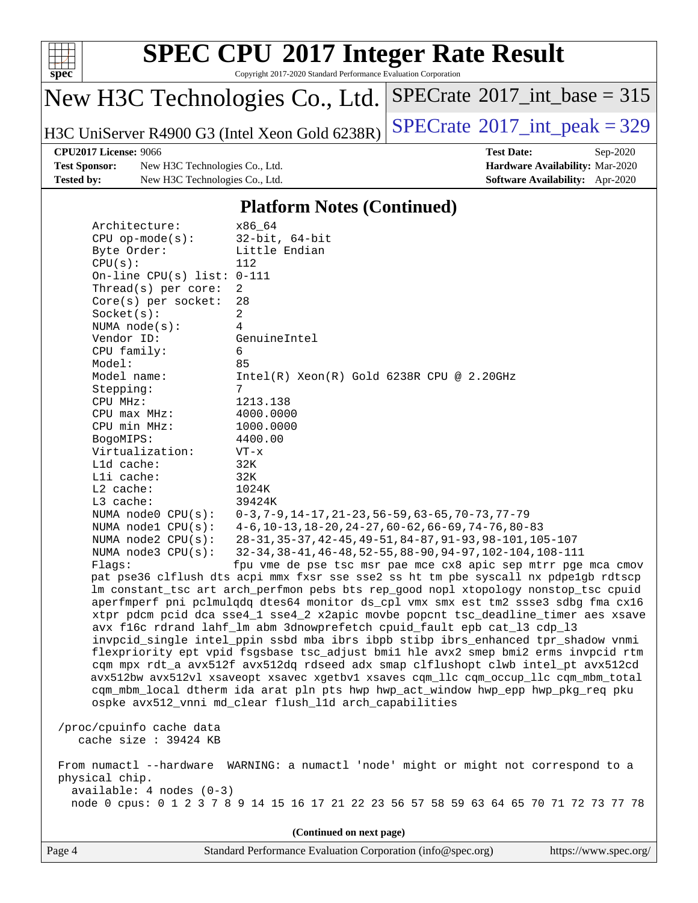# SPEC CPU 2017 Integer Rate Result

Copyright 2017-2020 Standard Performance Evaluation Corporation

**New H3C Technologies Co., Ltd.**

**H3C UniServer R4900 G3 (Intel Xeon Gold 6238R)**

SPECrate 2017_int_base = 315

SPECrate 2017_int_peak = 329

| | | | |
|---|---|---|---|
| **CPU2017 License:** 9066 | | **Test Date:** | Sep-2020 |
| **Test Sponsor:** | New H3C Technologies Co., Ltd. | **Hardware Availability:** | Mar-2020 |
| **Tested by:** | New H3C Technologies Co., Ltd. | **Software Availability:** | Apr-2020 |

## Platform Notes (Continued)

```
    Architecture:          x86_64
    CPU op-mode(s):        32-bit, 64-bit
    Byte Order:            Little Endian
    CPU(s):                112
    On-line CPU(s) list:   0-111
    Thread(s) per core:    2
    Core(s) per socket:    28
    Socket(s):             2
    NUMA node(s):          4
    Vendor ID:             GenuineIntel
    CPU family:            6
    Model:                 85
    Model name:            Intel(R) Xeon(R) Gold 6238R CPU @ 2.20GHz
    Stepping:              7
    CPU MHz:               1213.138
    CPU max MHz:           4000.0000
    CPU min MHz:           1000.0000
    BogoMIPS:              4400.00
    Virtualization:        VT-x
    L1d cache:             32K
    L1i cache:             32K
    L2 cache:              1024K
    L3 cache:              39424K
    NUMA node0 CPU(s):     0-3,7-9,14-17,21-23,56-59,63-65,70-73,77-79
    NUMA node1 CPU(s):     4-6,10-13,18-20,24-27,60-62,66-69,74-76,80-83
    NUMA node2 CPU(s):     28-31,35-37,42-45,49-51,84-87,91-93,98-101,105-107
    NUMA node3 CPU(s):     32-34,38-41,46-48,52-55,88-90,94-97,102-104,108-111
    Flags:                 fpu vme de pse tsc msr pae mce cx8 apic sep mtrr pge mca cmov
    pat pse36 clflush dts acpi mmx fxsr sse sse2 ss ht tm pbe syscall nx pdpe1gb rdtscp
    lm constant_tsc art arch_perfmon pebs bts rep_good nopl xtopology nonstop_tsc cpuid
    aperfmperf pni pclmulqdq dtes64 monitor ds_cpl vmx smx est tm2 ssse3 sdbg fma cx16
    xtpr pdcm pcid dca sse4_1 sse4_2 x2apic movbe popcnt tsc_deadline_timer aes xsave
    avx f16c rdrand lahf_lm abm 3dnowprefetch cpuid_fault epb cat_l3 cdp_l3
    invpcid_single intel_ppin ssbd mba ibrs ibpb stibp ibrs_enhanced tpr_shadow vnmi
    flexpriority ept vpid fsgsbase tsc_adjust bmi1 hle avx2 smep bmi2 erms invpcid rtm
    cqm mpx rdt_a avx512f avx512dq rdseed adx smap clflushopt clwb intel_pt avx512cd
    avx512bw avx512vl xsaveopt xsavec xgetbv1 xsaves cqm_llc cqm_occup_llc cqm_mbm_total
    cqm_mbm_local dtherm ida arat pln pts hwp hwp_act_window hwp_epp hwp_pkg_req pku
    ospke avx512_vnni md_clear flush_l1d arch_capabilities

 /proc/cpuinfo cache data
    cache size : 39424 KB

 From numactl --hardware  WARNING: a numactl 'node' might or might not correspond to a
 physical chip.
   available: 4 nodes (0-3)
   node 0 cpus: 0 1 2 3 7 8 9 14 15 16 17 21 22 23 56 57 58 59 63 64 65 70 71 72 73 77 78
```

(Continued on next page)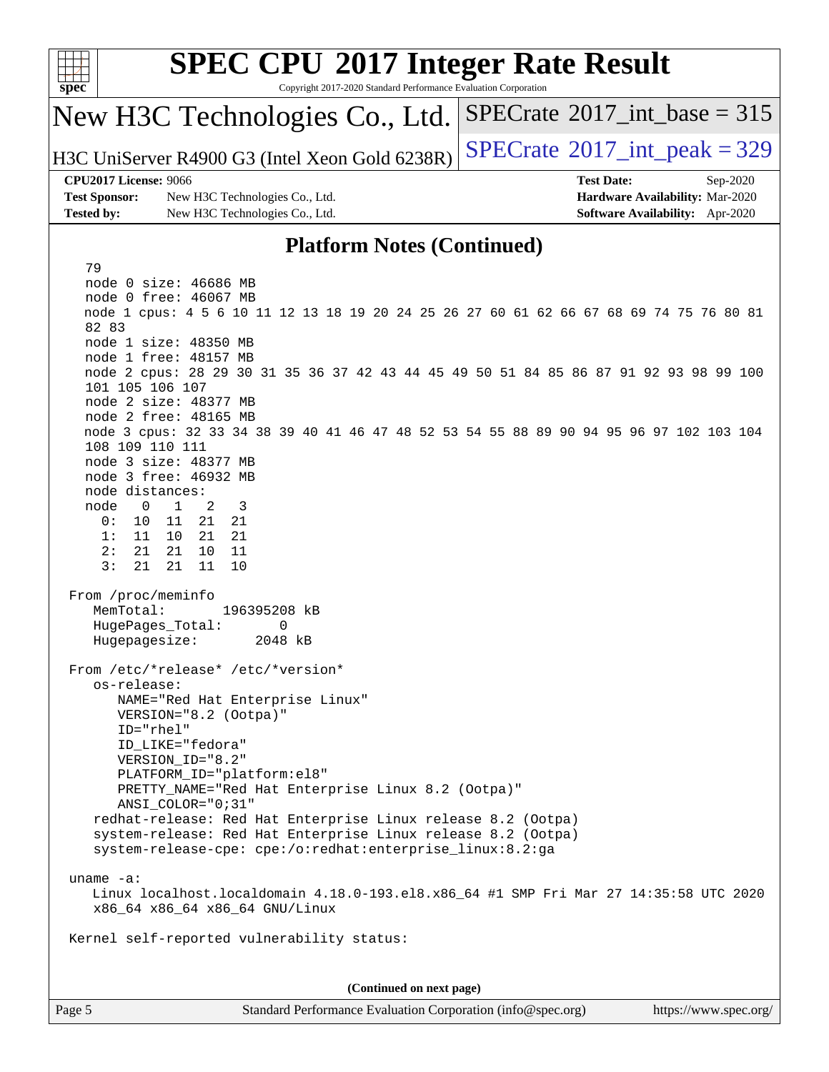## Platform Notes (Continued)

```
   79
   node 0 size: 46686 MB
   node 0 free: 46067 MB
   node 1 cpus: 4 5 6 10 11 12 13 18 19 20 24 25 26 27 60 61 62 66 67 68 69 74 75 76 80 81
   82 83
   node 1 size: 48350 MB
   node 1 free: 48157 MB
   node 2 cpus: 28 29 30 31 35 36 37 42 43 44 45 49 50 51 84 85 86 87 91 92 93 98 99 100
   101 105 106 107
   node 2 size: 48377 MB
   node 2 free: 48165 MB
   node 3 cpus: 32 33 34 38 39 40 41 46 47 48 52 53 54 55 88 89 90 94 95 96 97 102 103 104
   108 109 110 111
   node 3 size: 48377 MB
   node 3 free: 46932 MB
   node distances:
   node   0   1   2   3
     0:  10  11  21  21
     1:  11  10  21  21
     2:  21  21  10  11
     3:  21  21  11  10

 From /proc/meminfo
    MemTotal:       196395208 kB
    HugePages_Total:       0
    Hugepagesize:       2048 kB

 From /etc/*release* /etc/*version*
    os-release:
       NAME="Red Hat Enterprise Linux"
       VERSION="8.2 (Ootpa)"
       ID="rhel"
       ID_LIKE="fedora"
       VERSION_ID="8.2"
       PLATFORM_ID="platform:el8"
       PRETTY_NAME="Red Hat Enterprise Linux 8.2 (Ootpa)"
       ANSI_COLOR="0;31"
    redhat-release: Red Hat Enterprise Linux release 8.2 (Ootpa)
    system-release: Red Hat Enterprise Linux release 8.2 (Ootpa)
    system-release-cpe: cpe:/o:redhat:enterprise_linux:8.2:ga

 uname -a:
    Linux localhost.localdomain 4.18.0-193.el8.x86_64 #1 SMP Fri Mar 27 14:35:58 UTC 2020
    x86_64 x86_64 x86_64 GNU/Linux

 Kernel self-reported vulnerability status:
```

(Continued on next page)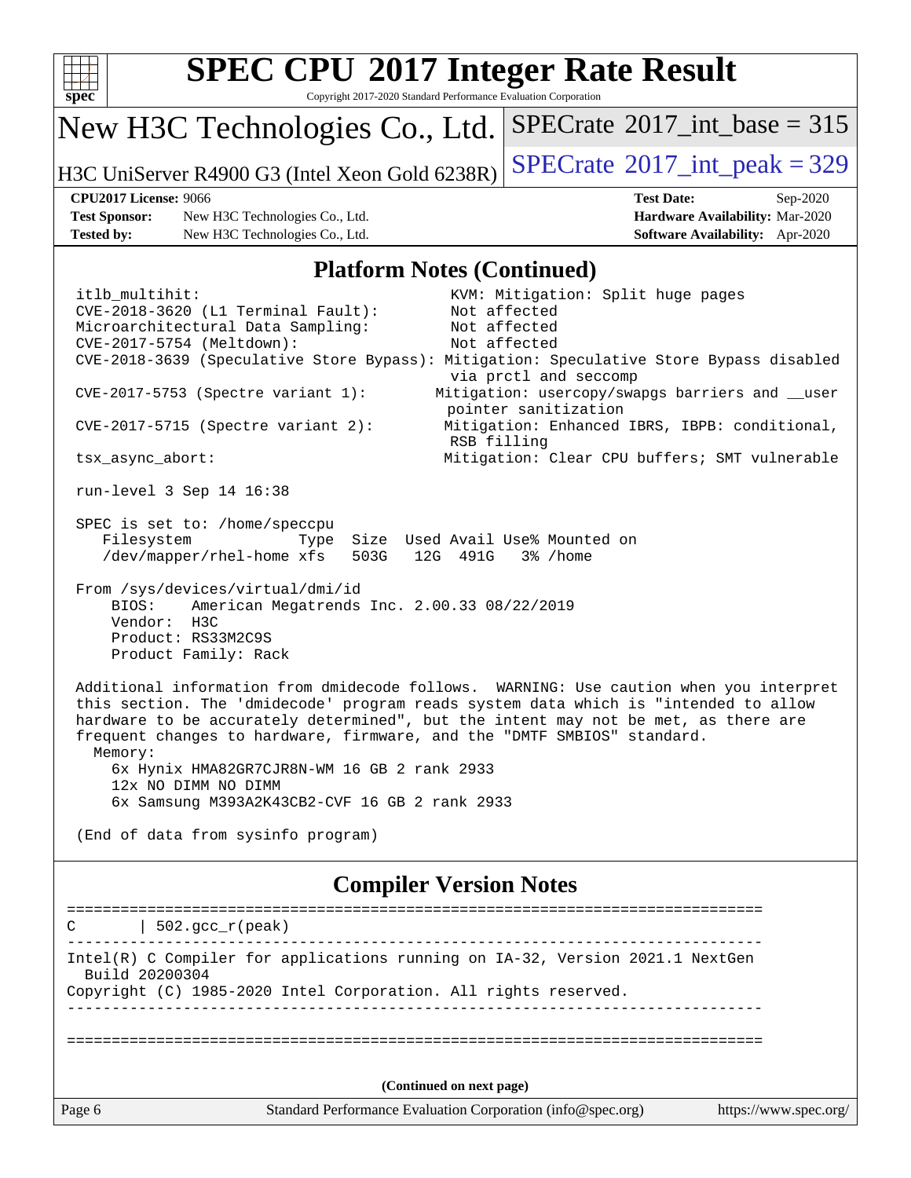# SPEC CPU 2017 Integer Rate Result

Copyright 2017-2020 Standard Performance Evaluation Corporation

**New H3C Technologies Co., Ltd.** — SPECrate 2017_int_base = 315

H3C UniServer R4900 G3 (Intel Xeon Gold 6238R) — SPECrate 2017_int_peak = 329

| | | | |
|---|---|---|---|
| **CPU2017 License:** | 9066 | **Test Date:** | Sep-2020 |
| **Test Sponsor:** | New H3C Technologies Co., Ltd. | **Hardware Availability:** | Mar-2020 |
| **Tested by:** | New H3C Technologies Co., Ltd. | **Software Availability:** | Apr-2020 |

## Platform Notes (Continued)

```
itlb_multihit:                                 KVM: Mitigation: Split huge pages
CVE-2018-3620 (L1 Terminal Fault):             Not affected
Microarchitectural Data Sampling:              Not affected
CVE-2017-5754 (Meltdown):                      Not affected
CVE-2018-3639 (Speculative Store Bypass): Mitigation: Speculative Store Bypass disabled
                                            via prctl and seccomp
CVE-2017-5753 (Spectre variant 1):        Mitigation: usercopy/swapgs barriers and __user
                                            pointer sanitization
CVE-2017-5715 (Spectre variant 2):         Mitigation: Enhanced IBRS, IBPB: conditional,
                                            RSB filling
tsx_async_abort:                           Mitigation: Clear CPU buffers; SMT vulnerable

run-level 3 Sep 14 16:38

SPEC is set to: /home/speccpu
   Filesystem             Type  Size  Used Avail Use% Mounted on
   /dev/mapper/rhel-home xfs   503G   12G  491G   3% /home

From /sys/devices/virtual/dmi/id
    BIOS:    American Megatrends Inc. 2.00.33 08/22/2019
    Vendor:  H3C
    Product: RS33M2C9S
    Product Family: Rack

Additional information from dmidecode follows.  WARNING: Use caution when you interpret
this section. The 'dmidecode' program reads system data which is "intended to allow
hardware to be accurately determined", but the intent may not be met, as there are
frequent changes to hardware, firmware, and the "DMTF SMBIOS" standard.
  Memory:
    6x Hynix HMA82GR7CJR8N-WM 16 GB 2 rank 2933
    12x NO DIMM NO DIMM
    6x Samsung M393A2K43CB2-CVF 16 GB 2 rank 2933

(End of data from sysinfo program)
```

## Compiler Version Notes

```
==============================================================================
C       | 502.gcc_r(peak)
------------------------------------------------------------------------------
Intel(R) C Compiler for applications running on IA-32, Version 2021.1 NextGen
  Build 20200304
Copyright (C) 1985-2020 Intel Corporation. All rights reserved.
------------------------------------------------------------------------------


==============================================================================
```

(Continued on next page)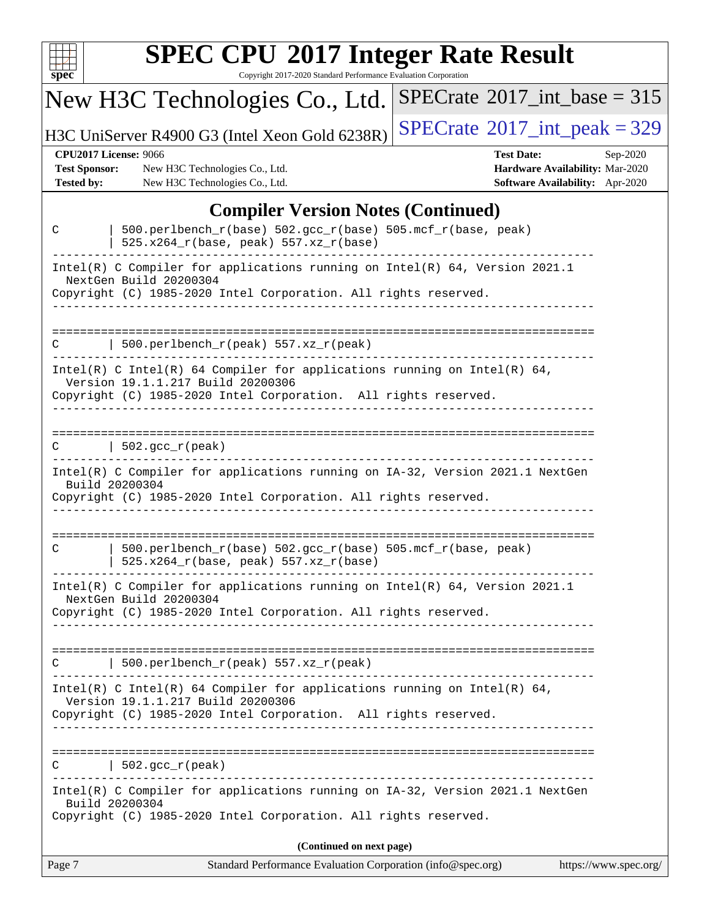## Compiler Version Notes (Continued)

```
C       | 500.perlbench_r(base) 502.gcc_r(base) 505.mcf_r(base, peak)
        | 525.x264_r(base, peak) 557.xz_r(base)
------------------------------------------------------------------------------
Intel(R) C Compiler for applications running on Intel(R) 64, Version 2021.1
  NextGen Build 20200304
Copyright (C) 1985-2020 Intel Corporation. All rights reserved.
------------------------------------------------------------------------------

==============================================================================
C       | 500.perlbench_r(peak) 557.xz_r(peak)
------------------------------------------------------------------------------
Intel(R) C Intel(R) 64 Compiler for applications running on Intel(R) 64,
  Version 19.1.1.217 Build 20200306
Copyright (C) 1985-2020 Intel Corporation.  All rights reserved.
------------------------------------------------------------------------------

==============================================================================
C       | 502.gcc_r(peak)
------------------------------------------------------------------------------
Intel(R) C Compiler for applications running on IA-32, Version 2021.1 NextGen
  Build 20200304
Copyright (C) 1985-2020 Intel Corporation. All rights reserved.
------------------------------------------------------------------------------

==============================================================================
C       | 500.perlbench_r(base) 502.gcc_r(base) 505.mcf_r(base, peak)
        | 525.x264_r(base, peak) 557.xz_r(base)
------------------------------------------------------------------------------
Intel(R) C Compiler for applications running on Intel(R) 64, Version 2021.1
  NextGen Build 20200304
Copyright (C) 1985-2020 Intel Corporation. All rights reserved.
------------------------------------------------------------------------------

==============================================================================
C       | 500.perlbench_r(peak) 557.xz_r(peak)
------------------------------------------------------------------------------
Intel(R) C Intel(R) 64 Compiler for applications running on Intel(R) 64,
  Version 19.1.1.217 Build 20200306
Copyright (C) 1985-2020 Intel Corporation.  All rights reserved.
------------------------------------------------------------------------------

==============================================================================
C       | 502.gcc_r(peak)
------------------------------------------------------------------------------
Intel(R) C Compiler for applications running on IA-32, Version 2021.1 NextGen
  Build 20200304
Copyright (C) 1985-2020 Intel Corporation. All rights reserved.
```

**(Continued on next page)**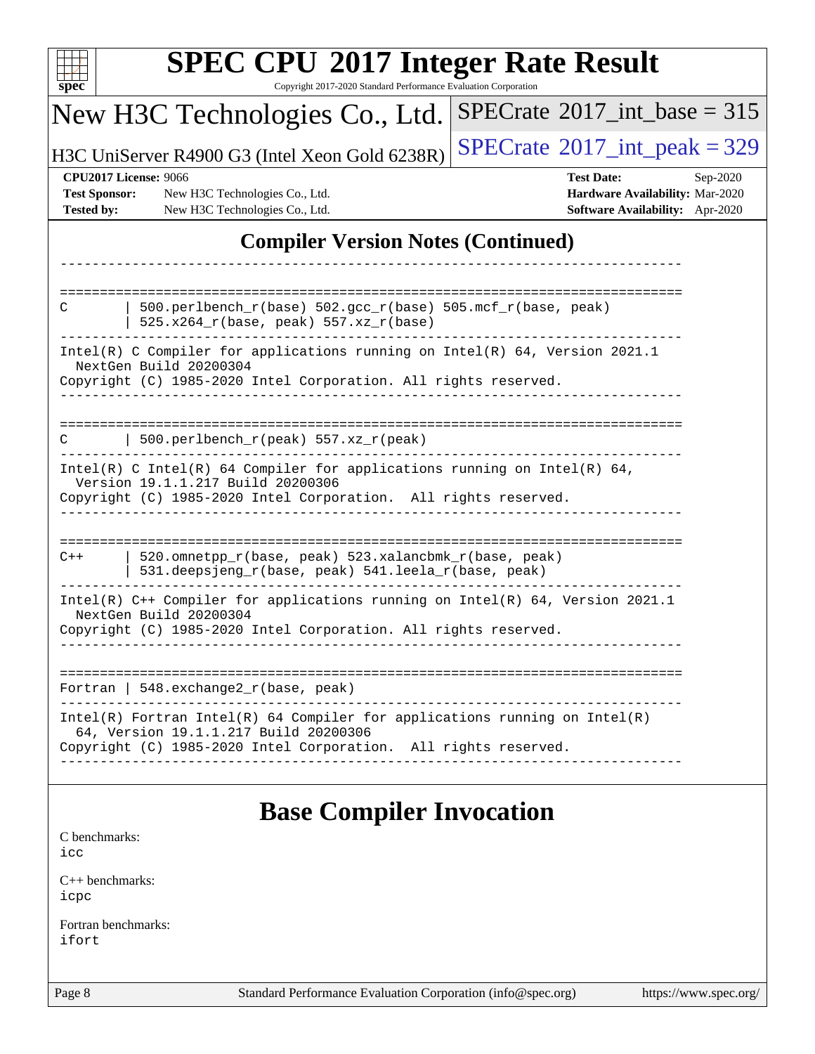# SPEC CPU 2017 Integer Rate Result

Copyright 2017-2020 Standard Performance Evaluation Corporation

New H3C Technologies Co., Ltd.

H3C UniServer R4900 G3 (Intel Xeon Gold 6238R)

SPECrate 2017_int_base = 315

SPECrate 2017_int_peak = 329

**CPU2017 License:** 9066
**Test Sponsor:** New H3C Technologies Co., Ltd.
**Tested by:** New H3C Technologies Co., Ltd.

**Test Date:** Sep-2020
**Hardware Availability:** Mar-2020
**Software Availability:** Apr-2020

## Compiler Version Notes (Continued)

```
------------------------------------------------------------------------------

==============================================================================
C       | 500.perlbench_r(base) 502.gcc_r(base) 505.mcf_r(base, peak)
        | 525.x264_r(base, peak) 557.xz_r(base)
------------------------------------------------------------------------------
Intel(R) C Compiler for applications running on Intel(R) 64, Version 2021.1
  NextGen Build 20200304
Copyright (C) 1985-2020 Intel Corporation. All rights reserved.
------------------------------------------------------------------------------

==============================================================================
C       | 500.perlbench_r(peak) 557.xz_r(peak)
------------------------------------------------------------------------------
Intel(R) C Intel(R) 64 Compiler for applications running on Intel(R) 64,
  Version 19.1.1.217 Build 20200306
Copyright (C) 1985-2020 Intel Corporation.  All rights reserved.
------------------------------------------------------------------------------

==============================================================================
C++     | 520.omnetpp_r(base, peak) 523.xalancbmk_r(base, peak)
        | 531.deepsjeng_r(base, peak) 541.leela_r(base, peak)
------------------------------------------------------------------------------
Intel(R) C++ Compiler for applications running on Intel(R) 64, Version 2021.1
  NextGen Build 20200304
Copyright (C) 1985-2020 Intel Corporation. All rights reserved.
------------------------------------------------------------------------------

==============================================================================
Fortran | 548.exchange2_r(base, peak)
------------------------------------------------------------------------------
Intel(R) Fortran Intel(R) 64 Compiler for applications running on Intel(R)
  64, Version 19.1.1.217 Build 20200306
Copyright (C) 1985-2020 Intel Corporation.  All rights reserved.
------------------------------------------------------------------------------
```

## Base Compiler Invocation

C benchmarks:
icc

C++ benchmarks:
icpc

Fortran benchmarks:
ifort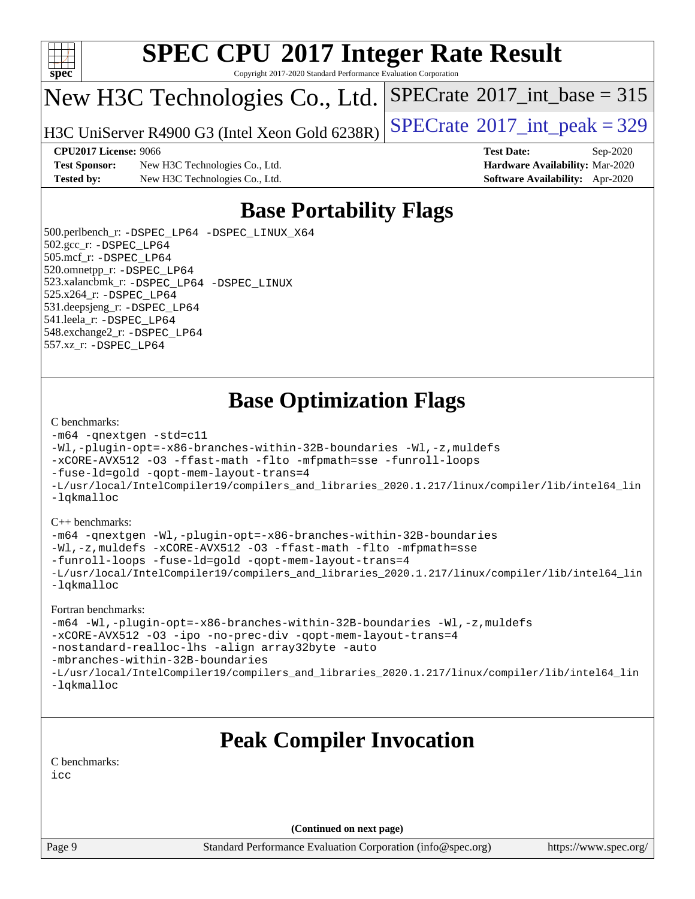# SPEC CPU 2017 Integer Rate Result

Copyright 2017-2020 Standard Performance Evaluation Corporation

## New H3C Technologies Co., Ltd.

H3C UniServer R4900 G3 (Intel Xeon Gold 6238R)

SPECrate 2017_int_base = 315

SPECrate 2017_int_peak = 329

**CPU2017 License:** 9066
**Test Sponsor:** New H3C Technologies Co., Ltd.
**Tested by:** New H3C Technologies Co., Ltd.
**Test Date:** Sep-2020
**Hardware Availability:** Mar-2020
**Software Availability:** Apr-2020

## Base Portability Flags

500.perlbench_r: -DSPEC_LP64 -DSPEC_LINUX_X64
502.gcc_r: -DSPEC_LP64
505.mcf_r: -DSPEC_LP64
520.omnetpp_r: -DSPEC_LP64
523.xalancbmk_r: -DSPEC_LP64 -DSPEC_LINUX
525.x264_r: -DSPEC_LP64
531.deepsjeng_r: -DSPEC_LP64
541.leela_r: -DSPEC_LP64
548.exchange2_r: -DSPEC_LP64
557.xz_r: -DSPEC_LP64

## Base Optimization Flags

C benchmarks:

```
-m64 -qnextgen -std=c11
-Wl,-plugin-opt=-x86-branches-within-32B-boundaries -Wl,-z,muldefs
-xCORE-AVX512 -O3 -ffast-math -flto -mfpmath=sse -funroll-loops
-fuse-ld=gold -qopt-mem-layout-trans=4
-L/usr/local/IntelCompiler19/compilers_and_libraries_2020.1.217/linux/compiler/lib/intel64_lin
-lqkmalloc
```

C++ benchmarks:

```
-m64 -qnextgen -Wl,-plugin-opt=-x86-branches-within-32B-boundaries
-Wl,-z,muldefs -xCORE-AVX512 -O3 -ffast-math -flto -mfpmath=sse
-funroll-loops -fuse-ld=gold -qopt-mem-layout-trans=4
-L/usr/local/IntelCompiler19/compilers_and_libraries_2020.1.217/linux/compiler/lib/intel64_lin
-lqkmalloc
```

Fortran benchmarks:

```
-m64 -Wl,-plugin-opt=-x86-branches-within-32B-boundaries -Wl,-z,muldefs
-xCORE-AVX512 -O3 -ipo -no-prec-div -qopt-mem-layout-trans=4
-nostandard-realloc-lhs -align array32byte -auto
-mbranches-within-32B-boundaries
-L/usr/local/IntelCompiler19/compilers_and_libraries_2020.1.217/linux/compiler/lib/intel64_lin
-lqkmalloc
```

## Peak Compiler Invocation

C benchmarks:

```
icc
```

(Continued on next page)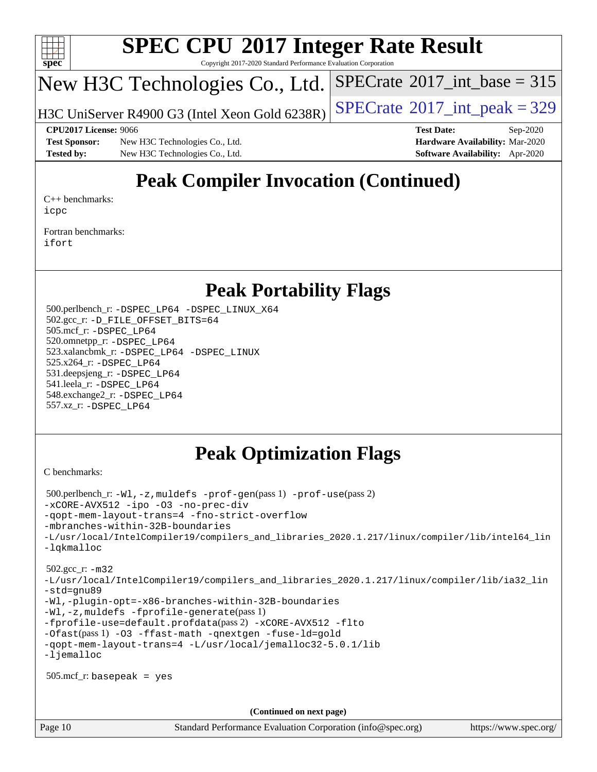# Peak Compiler Invocation (Continued)

C++ benchmarks:
icpc

Fortran benchmarks:
ifort

# Peak Portability Flags

500.perlbench_r: -DSPEC_LP64 -DSPEC_LINUX_X64
502.gcc_r: -D_FILE_OFFSET_BITS=64
505.mcf_r: -DSPEC_LP64
520.omnetpp_r: -DSPEC_LP64
523.xalancbmk_r: -DSPEC_LP64 -DSPEC_LINUX
525.x264_r: -DSPEC_LP64
531.deepsjeng_r: -DSPEC_LP64
541.leela_r: -DSPEC_LP64
548.exchange2_r: -DSPEC_LP64
557.xz_r: -DSPEC_LP64

# Peak Optimization Flags

C benchmarks:

500.perlbench_r: -Wl,-z,muldefs -prof-gen(pass 1) -prof-use(pass 2)
-xCORE-AVX512 -ipo -O3 -no-prec-div
-qopt-mem-layout-trans=4 -fno-strict-overflow
-mbranches-within-32B-boundaries
-L/usr/local/IntelCompiler19/compilers_and_libraries_2020.1.217/linux/compiler/lib/intel64_lin
-lqkmalloc

502.gcc_r: -m32
-L/usr/local/IntelCompiler19/compilers_and_libraries_2020.1.217/linux/compiler/lib/ia32_lin
-std=gnu89
-Wl,-plugin-opt=-x86-branches-within-32B-boundaries
-Wl,-z,muldefs -fprofile-generate(pass 1)
-fprofile-use=default.profdata(pass 2) -xCORE-AVX512 -flto
-Ofast(pass 1) -O3 -ffast-math -qnextgen -fuse-ld=gold
-qopt-mem-layout-trans=4 -L/usr/local/jemalloc32-5.0.1/lib
-ljemalloc

505.mcf_r: basepeak = yes

(Continued on next page)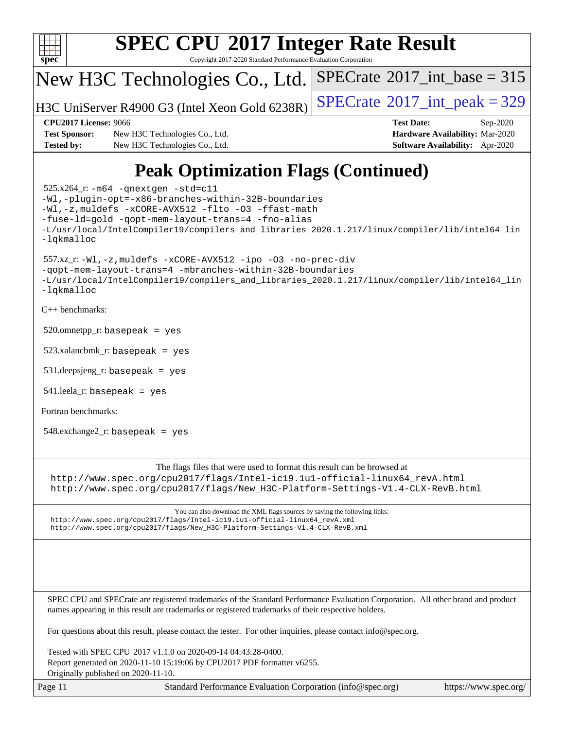# SPEC CPU 2017 Integer Rate Result

Copyright 2017-2020 Standard Performance Evaluation Corporation

New H3C Technologies Co., Ltd.

H3C UniServer R4900 G3 (Intel Xeon Gold 6238R)

SPECrate 2017_int_base = 315

SPECrate 2017_int_peak = 329

**CPU2017 License:** 9066
**Test Sponsor:** New H3C Technologies Co., Ltd.
**Tested by:** New H3C Technologies Co., Ltd.

**Test Date:** Sep-2020
**Hardware Availability:** Mar-2020
**Software Availability:** Apr-2020

## Peak Optimization Flags (Continued)

525.x264_r: `-m64 -qnextgen -std=c11 -Wl,-plugin-opt=-x86-branches-within-32B-boundaries -Wl,-z,muldefs -xCORE-AVX512 -flto -O3 -ffast-math -fuse-ld=gold -qopt-mem-layout-trans=4 -fno-alias -L/usr/local/IntelCompiler19/compilers_and_libraries_2020.1.217/linux/compiler/lib/intel64_lin -lqkmalloc`

557.xz_r: `-Wl,-z,muldefs -xCORE-AVX512 -ipo -O3 -no-prec-div -qopt-mem-layout-trans=4 -mbranches-within-32B-boundaries -L/usr/local/IntelCompiler19/compilers_and_libraries_2020.1.217/linux/compiler/lib/intel64_lin -lqkmalloc`

C++ benchmarks:

520.omnetpp_r: `basepeak = yes`

523.xalancbmk_r: `basepeak = yes`

531.deepsjeng_r: `basepeak = yes`

541.leela_r: `basepeak = yes`

Fortran benchmarks:

548.exchange2_r: `basepeak = yes`

The flags files that were used to format this result can be browsed at
http://www.spec.org/cpu2017/flags/Intel-ic19.1u1-official-linux64_revA.html
http://www.spec.org/cpu2017/flags/New_H3C-Platform-Settings-V1.4-CLX-RevB.html

You can also download the XML flags sources by saving the following links:
http://www.spec.org/cpu2017/flags/Intel-ic19.1u1-official-linux64_revA.xml
http://www.spec.org/cpu2017/flags/New_H3C-Platform-Settings-V1.4-CLX-RevB.xml

SPEC CPU and SPECrate are registered trademarks of the Standard Performance Evaluation Corporation. All other brand and product names appearing in this result are trademarks or registered trademarks of their respective holders.

For questions about this result, please contact the tester. For other inquiries, please contact info@spec.org.

Tested with SPEC CPU 2017 v1.1.0 on 2020-09-14 04:43:28-0400.
Report generated on 2020-11-10 15:19:06 by CPU2017 PDF formatter v6255.
Originally published on 2020-11-10.